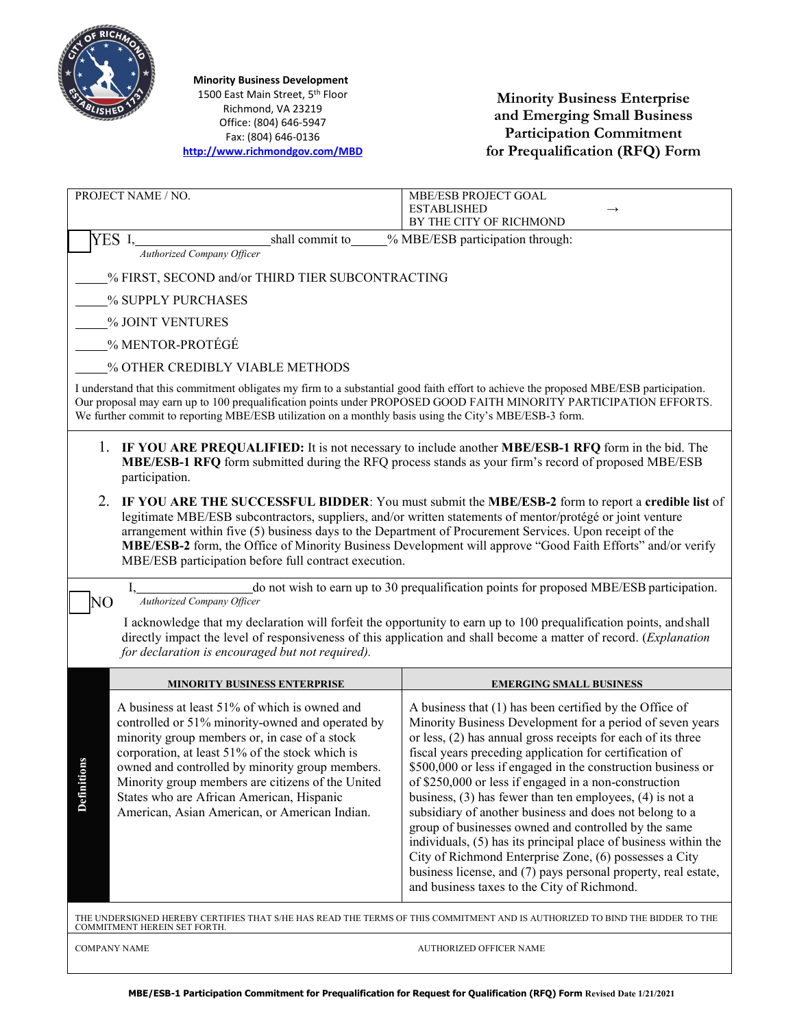**Minority Business Development**
1500 East Main Street, 5th Floor
Richmond, VA 23219
Office: (804) 646-5947
Fax: (804) 646-0136
http://www.richmondgov.com/MBD

# Minority Business Enterprise and Emerging Small Business Participation Commitment for Prequalification (RFQ) Form

| PROJECT NAME / NO. | MBE/ESB PROJECT GOAL ESTABLISHED BY THE CITY OF RICHMOND → |
|---|---|

☐ YES I,\_\_\_\_\_\_\_\_\_\_\_\_\_\_\_\_\_\_\_\_ shall commit to\_\_\_\_\_% MBE/ESB participation through:
*Authorized Company Officer*

\_\_\_\_\_% FIRST, SECOND and/or THIRD TIER SUBCONTRACTING

\_\_\_\_\_% SUPPLY PURCHASES

\_\_\_\_\_% JOINT VENTURES

\_\_\_\_\_% MENTOR-PROTÉGÉ

\_\_\_\_\_% OTHER CREDIBLY VIABLE METHODS

I understand that this commitment obligates my firm to a substantial good faith effort to achieve the proposed MBE/ESB participation. Our proposal may earn up to 100 prequalification points under PROPOSED GOOD FAITH MINORITY PARTICIPATION EFFORTS. We further commit to reporting MBE/ESB utilization on a monthly basis using the City's MBE/ESB-3 form.

1. **IF YOU ARE PREQUALIFIED:** It is not necessary to include another **MBE/ESB-1 RFQ** form in the bid. The **MBE/ESB-1 RFQ** form submitted during the RFQ process stands as your firm's record of proposed MBE/ESB participation.
2. **IF YOU ARE THE SUCCESSFUL BIDDER**: You must submit the **MBE/ESB-2** form to report a **credible list** of legitimate MBE/ESB subcontractors, suppliers, and/or written statements of mentor/protégé or joint venture arrangement within five (5) business days to the Department of Procurement Services. Upon receipt of the **MBE/ESB-2** form, the Office of Minority Business Development will approve "Good Faith Efforts" and/or verify MBE/ESB participation before full contract execution.

☐ NO I,\_\_\_\_\_\_\_\_\_\_\_\_\_\_\_\_\_\_\_\_do not wish to earn up to 30 prequalification points for proposed MBE/ESB participation.
*Authorized Company Officer*

I acknowledge that my declaration will forfeit the opportunity to earn up to 100 prequalification points, and shall directly impact the level of responsiveness of this application and shall become a matter of record. (*Explanation for declaration is encouraged but not required).*

**Definitions**

| MINORITY BUSINESS ENTERPRISE | EMERGING SMALL BUSINESS |
|---|---|
| A business at least 51% of which is owned and controlled or 51% minority-owned and operated by minority group members or, in case of a stock corporation, at least 51% of the stock which is owned and controlled by minority group members. Minority group members are citizens of the United States who are African American, Hispanic American, Asian American, or American Indian. | A business that (1) has been certified by the Office of Minority Business Development for a period of seven years or less, (2) has annual gross receipts for each of its three fiscal years preceding application for certification of $500,000 or less if engaged in the construction business or of $250,000 or less if engaged in a non-construction business, (3) has fewer than ten employees, (4) is not a subsidiary of another business and does not belong to a group of businesses owned and controlled by the same individuals, (5) has its principal place of business within the City of Richmond Enterprise Zone, (6) possesses a City business license, and (7) pays personal property, real estate, and business taxes to the City of Richmond. |

THE UNDERSIGNED HEREBY CERTIFIES THAT S/HE HAS READ THE TERMS OF THIS COMMITMENT AND IS AUTHORIZED TO BIND THE BIDDER TO THE COMMITMENT HEREIN SET FORTH.

| COMPANY NAME | AUTHORIZED OFFICER NAME |
|---|---|

**MBE/ESB-1 Participation Commitment for Prequalification for Request for Qualification (RFQ) Form** Revised Date 1/21/2021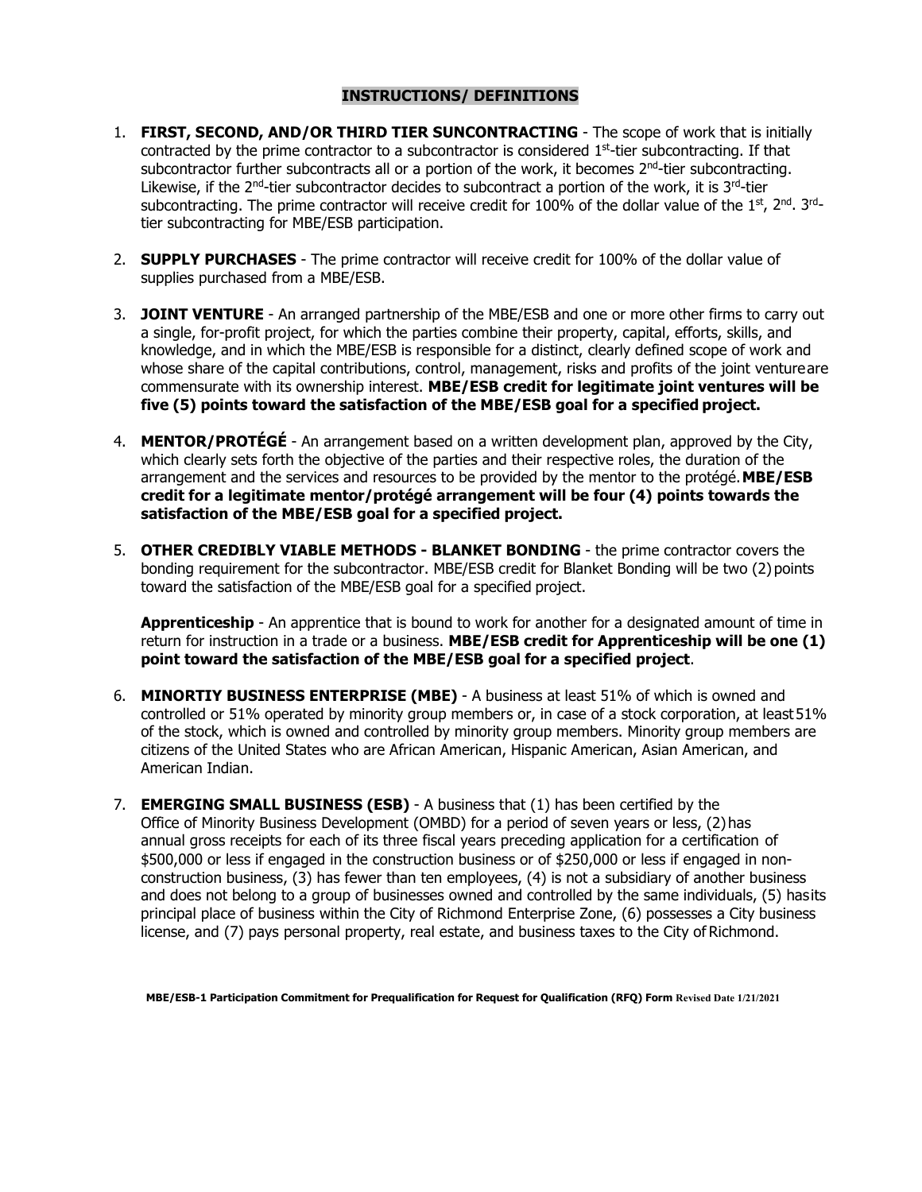## INSTRUCTIONS/ DEFINITIONS

1. **FIRST, SECOND, AND/OR THIRD TIER SUNCONTRACTING** - The scope of work that is initially contracted by the prime contractor to a subcontractor is considered 1st-tier subcontracting. If that subcontractor further subcontracts all or a portion of the work, it becomes 2nd-tier subcontracting. Likewise, if the 2nd-tier subcontractor decides to subcontract a portion of the work, it is 3rd-tier subcontracting. The prime contractor will receive credit for 100% of the dollar value of the 1st, 2nd. 3rd-tier subcontracting for MBE/ESB participation.

2. **SUPPLY PURCHASES** - The prime contractor will receive credit for 100% of the dollar value of supplies purchased from a MBE/ESB.

3. **JOINT VENTURE** - An arranged partnership of the MBE/ESB and one or more other firms to carry out a single, for-profit project, for which the parties combine their property, capital, efforts, skills, and knowledge, and in which the MBE/ESB is responsible for a distinct, clearly defined scope of work and whose share of the capital contributions, control, management, risks and profits of the joint venture are commensurate with its ownership interest. **MBE/ESB credit for legitimate joint ventures will be five (5) points toward the satisfaction of the MBE/ESB goal for a specified project.**

4. **MENTOR/PROTÉGÉ** - An arrangement based on a written development plan, approved by the City, which clearly sets forth the objective of the parties and their respective roles, the duration of the arrangement and the services and resources to be provided by the mentor to the protégé. **MBE/ESB credit for a legitimate mentor/protégé arrangement will be four (4) points towards the satisfaction of the MBE/ESB goal for a specified project.**

5. **OTHER CREDIBLY VIABLE METHODS - BLANKET BONDING** - the prime contractor covers the bonding requirement for the subcontractor. MBE/ESB credit for Blanket Bonding will be two (2) points toward the satisfaction of the MBE/ESB goal for a specified project.

   **Apprenticeship** - An apprentice that is bound to work for another for a designated amount of time in return for instruction in a trade or a business. **MBE/ESB credit for Apprenticeship will be one (1) point toward the satisfaction of the MBE/ESB goal for a specified project**.

6. **MINORTIY BUSINESS ENTERPRISE (MBE)** - A business at least 51% of which is owned and controlled or 51% operated by minority group members or, in case of a stock corporation, at least 51% of the stock, which is owned and controlled by minority group members. Minority group members are citizens of the United States who are African American, Hispanic American, Asian American, and American Indian.

7. **EMERGING SMALL BUSINESS (ESB)** - A business that (1) has been certified by the Office of Minority Business Development (OMBD) for a period of seven years or less, (2) has annual gross receipts for each of its three fiscal years preceding application for a certification of $500,000 or less if engaged in the construction business or of $250,000 or less if engaged in non-construction business, (3) has fewer than ten employees, (4) is not a subsidiary of another business and does not belong to a group of businesses owned and controlled by the same individuals, (5) has its principal place of business within the City of Richmond Enterprise Zone, (6) possesses a City business license, and (7) pays personal property, real estate, and business taxes to the City of Richmond.

**MBE/ESB-1 Participation Commitment for Prequalification for Request for Qualification (RFQ) Form** Revised Date 1/21/2021